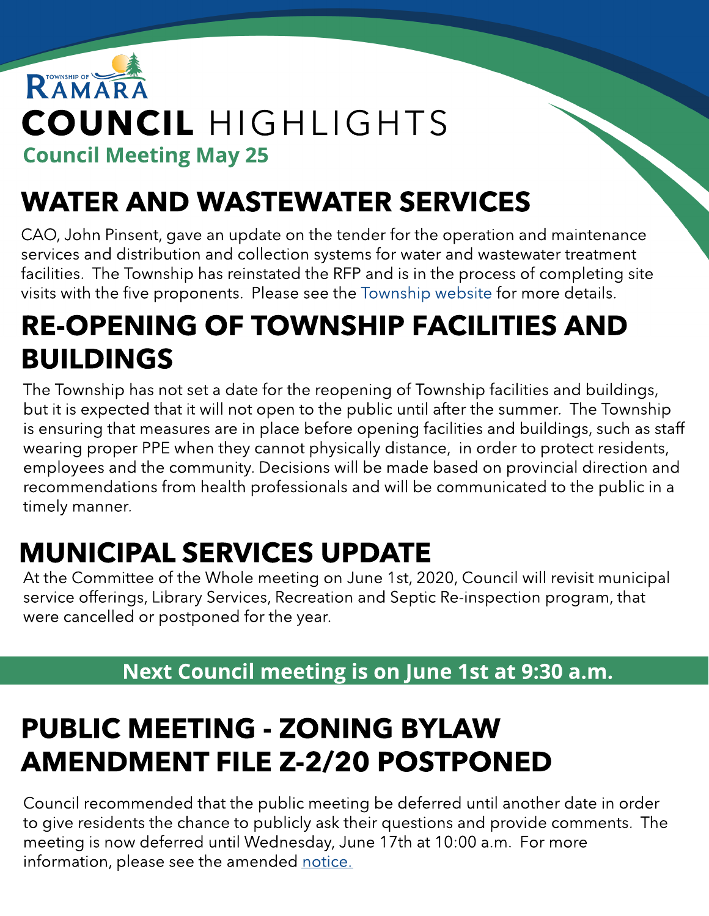TOWNSHIP OF RAMARA

# COUNCIL HIGHLIGHTS

**Council Meeting May 25**

## WATER AND WASTEWATER SERVICES

CAO, John Pinsent, gave an update on the tender for the operation and maintenance services and distribution and collection systems for water and wastewater treatment facilities. The Township has reinstated the RFP and is in the process of completing site visits with the five proponents. Please see the Township website for more details.

## RE-OPENING OF TOWNSHIP FACILITIES AND BUILDINGS

The Township has not set a date for the reopening of Township facilities and buildings, but it is expected that it will not open to the public until after the summer. The Township is ensuring that measures are in place before opening facilities and buildings, such as staff wearing proper PPE when they cannot physically distance, in order to protect residents, employees and the community. Decisions will be made based on provincial direction and recommendations from health professionals and will be communicated to the public in a timely manner.

## MUNICIPAL SERVICES UPDATE

At the Committee of the Whole meeting on June 1st, 2020, Council will revisit municipal service offerings, Library Services, Recreation and Septic Re-inspection program, that were cancelled or postponed for the year.

**Next Council meeting is on June 1st at 9:30 a.m.**

## PUBLIC MEETING - ZONING BYLAW AMENDMENT FILE Z-2/20 POSTPONED

Council recommended that the public meeting be deferred until another date in order to give residents the chance to publicly ask their questions and provide comments. The meeting is now deferred until Wednesday, June 17th at 10:00 a.m. For more information, please see the amended notice.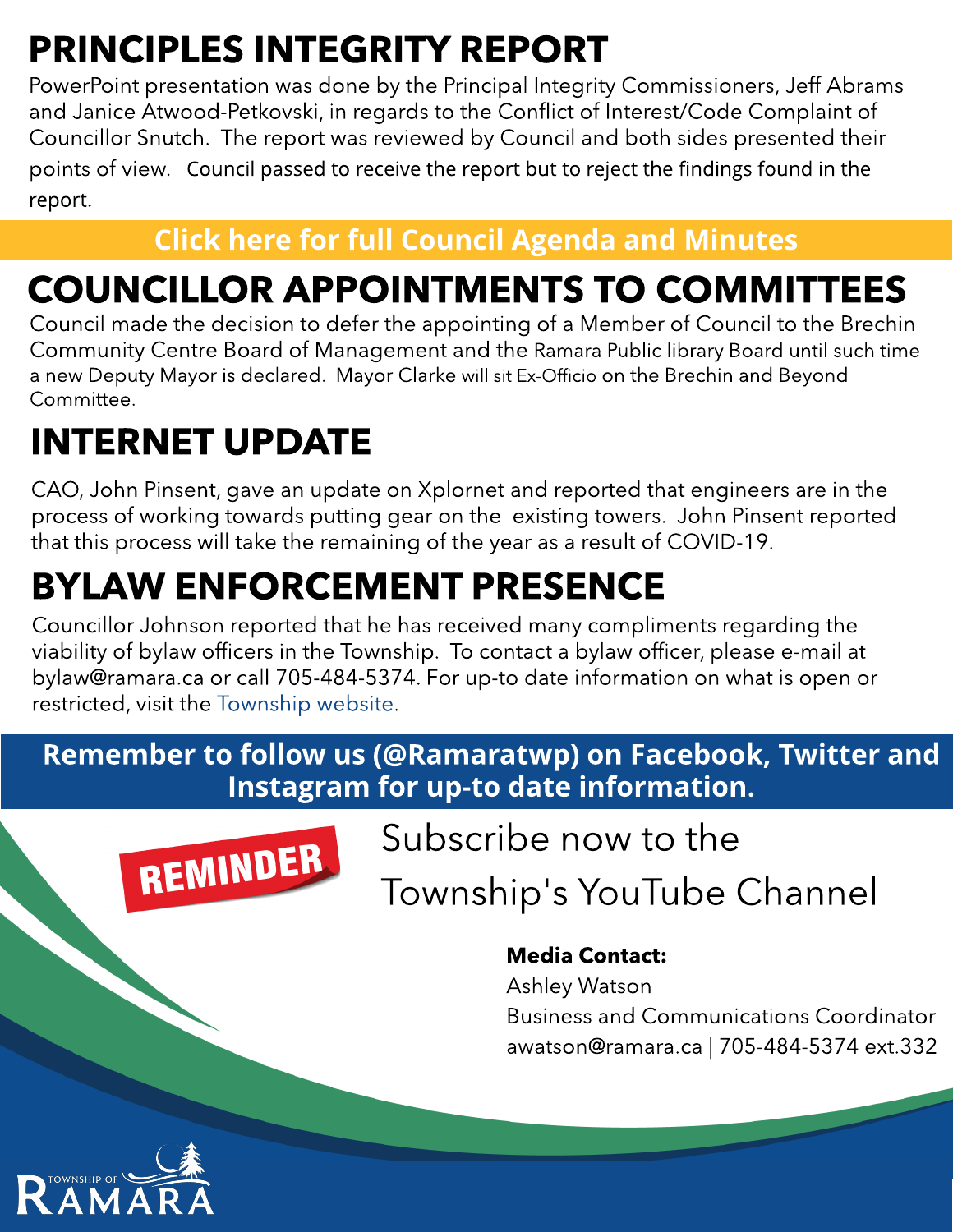## PRINCIPLES INTEGRITY REPORT

PowerPoint presentation was done by the Principal Integrity Commissioners, Jeff Abrams and Janice Atwood-Petkovski, in regards to the Conflict of Interest/Code Complaint of Councillor Snutch. The report was reviewed by Council and both sides presented their points of view. Council passed to receive the report but to reject the findings found in the report.

**Click here for full Council Agenda and Minutes**

## COUNCILLOR APPOINTMENTS TO COMMITTEES

Council made the decision to defer the appointing of a Member of Council to the Brechin Community Centre Board of Management and the Ramara Public library Board until such time a new Deputy Mayor is declared. Mayor Clarke will sit Ex-Officio on the Brechin and Beyond Committee.

## INTERNET UPDATE

CAO, John Pinsent, gave an update on Xplornet and reported that engineers are in the process of working towards putting gear on the existing towers. John Pinsent reported that this process will take the remaining of the year as a result of COVID-19.

## BYLAW ENFORCEMENT PRESENCE

Councillor Johnson reported that he has received many compliments regarding the viability of bylaw officers in the Township. To contact a bylaw officer, please e-mail at bylaw@ramara.ca or call 705-484-5374. For up-to date information on what is open or restricted, visit the Township website.

**Remember to follow us (@Ramaratwp) on Facebook, Twitter and Instagram for up-to date information.**

REMINDER

Subscribe now to the Township's YouTube Channel

**Media Contact:**
Ashley Watson
Business and Communications Coordinator
awatson@ramara.ca | 705-484-5374 ext.332

TOWNSHIP OF RAMARA